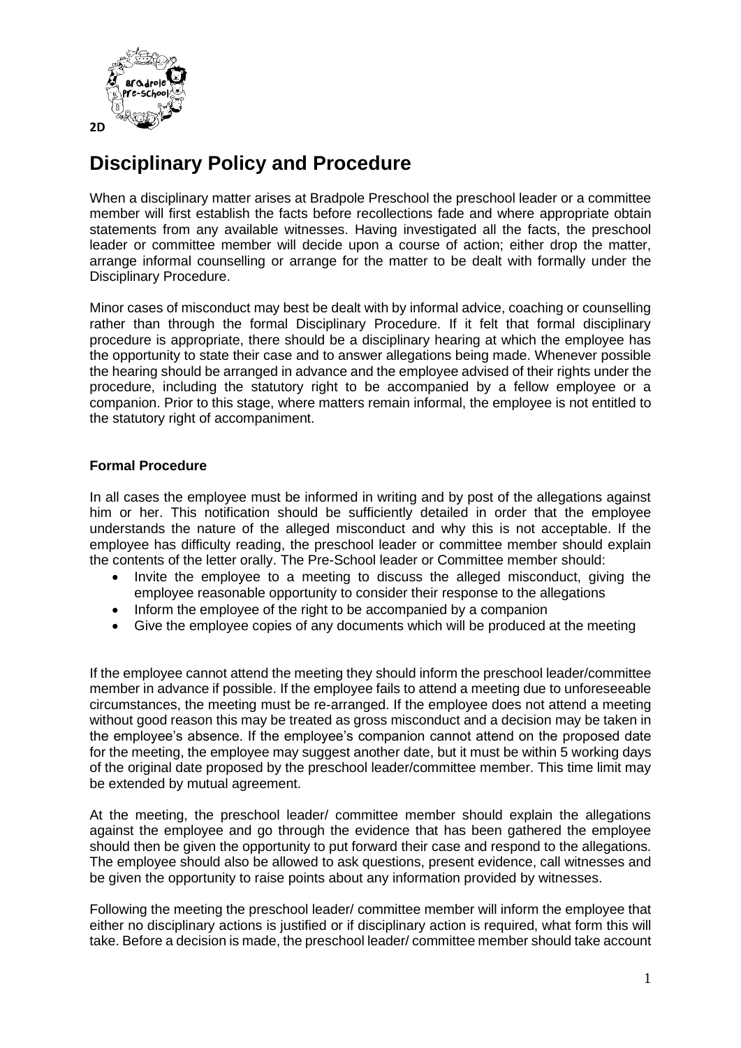2D

# Disciplinary Policy and Procedure

When a disciplinary matter arises at Bradpole Preschool the preschool leader or a committee member will first establish the facts before recollections fade and where appropriate obtain statements from any available witnesses. Having investigated all the facts, the preschool leader or committee member will decide upon a course of action; either drop the matter, arrange informal counselling or arrange for the matter to be dealt with formally under the Disciplinary Procedure.

Minor cases of misconduct may best be dealt with by informal advice, coaching or counselling rather than through the formal Disciplinary Procedure. If it felt that formal disciplinary procedure is appropriate, there should be a disciplinary hearing at which the employee has the opportunity to state their case and to answer allegations being made. Whenever possible the hearing should be arranged in advance and the employee advised of their rights under the procedure, including the statutory right to be accompanied by a fellow employee or a companion. Prior to this stage, where matters remain informal, the employee is not entitled to the statutory right of accompaniment.

**Formal Procedure**

In all cases the employee must be informed in writing and by post of the allegations against him or her. This notification should be sufficiently detailed in order that the employee understands the nature of the alleged misconduct and why this is not acceptable. If the employee has difficulty reading, the preschool leader or committee member should explain the contents of the letter orally. The Pre-School leader or Committee member should:

- Invite the employee to a meeting to discuss the alleged misconduct, giving the employee reasonable opportunity to consider their response to the allegations
- Inform the employee of the right to be accompanied by a companion
- Give the employee copies of any documents which will be produced at the meeting

If the employee cannot attend the meeting they should inform the preschool leader/committee member in advance if possible. If the employee fails to attend a meeting due to unforeseeable circumstances, the meeting must be re-arranged. If the employee does not attend a meeting without good reason this may be treated as gross misconduct and a decision may be taken in the employee's absence. If the employee's companion cannot attend on the proposed date for the meeting, the employee may suggest another date, but it must be within 5 working days of the original date proposed by the preschool leader/committee member. This time limit may be extended by mutual agreement.

At the meeting, the preschool leader/ committee member should explain the allegations against the employee and go through the evidence that has been gathered the employee should then be given the opportunity to put forward their case and respond to the allegations. The employee should also be allowed to ask questions, present evidence, call witnesses and be given the opportunity to raise points about any information provided by witnesses.

Following the meeting the preschool leader/ committee member will inform the employee that either no disciplinary actions is justified or if disciplinary action is required, what form this will take. Before a decision is made, the preschool leader/ committee member should take account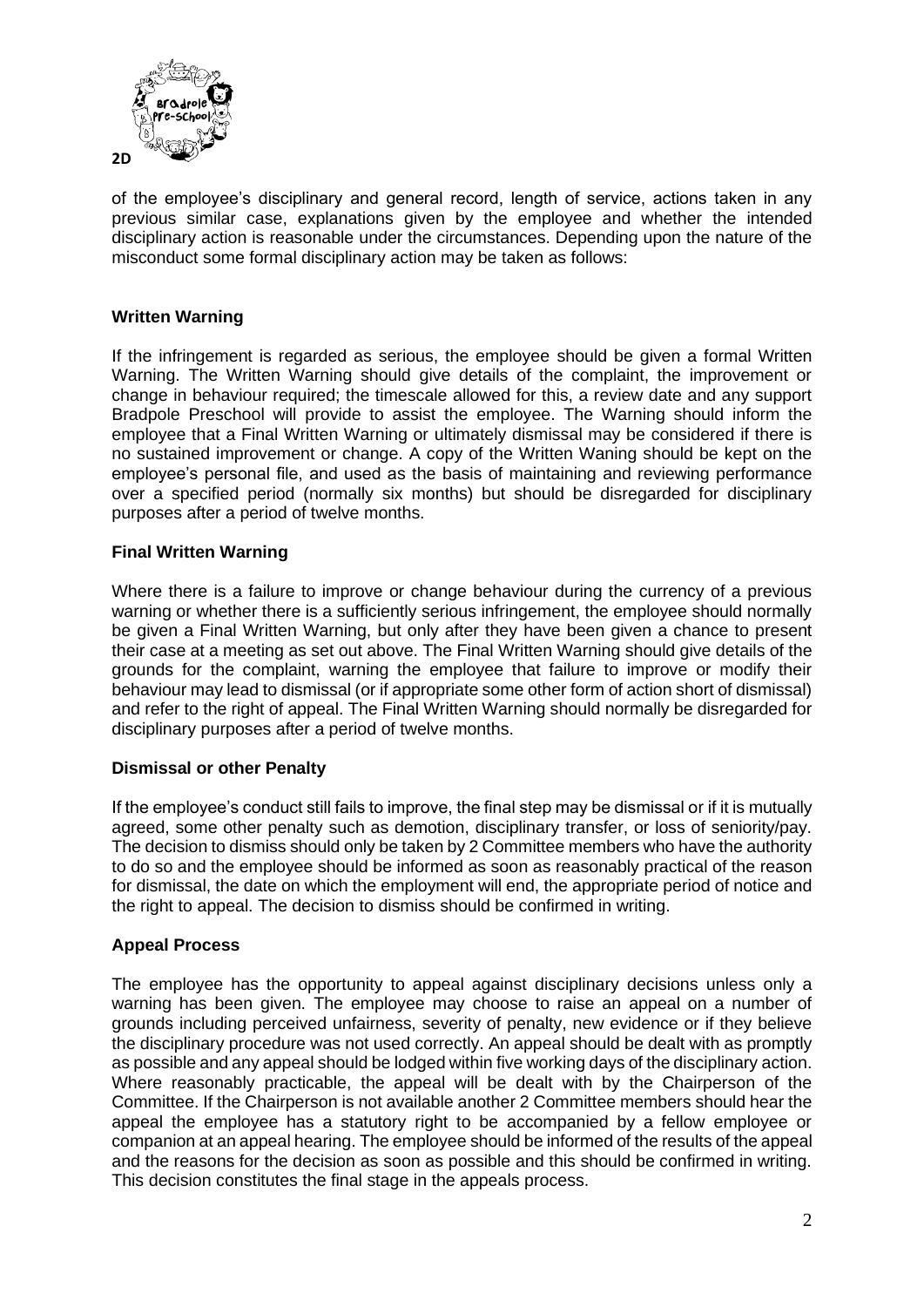of the employee's disciplinary and general record, length of service, actions taken in any previous similar case, explanations given by the employee and whether the intended disciplinary action is reasonable under the circumstances. Depending upon the nature of the misconduct some formal disciplinary action may be taken as follows:

**Written Warning**

If the infringement is regarded as serious, the employee should be given a formal Written Warning. The Written Warning should give details of the complaint, the improvement or change in behaviour required; the timescale allowed for this, a review date and any support Bradpole Preschool will provide to assist the employee. The Warning should inform the employee that a Final Written Warning or ultimately dismissal may be considered if there is no sustained improvement or change. A copy of the Written Waning should be kept on the employee's personal file, and used as the basis of maintaining and reviewing performance over a specified period (normally six months) but should be disregarded for disciplinary purposes after a period of twelve months.

**Final Written Warning**

Where there is a failure to improve or change behaviour during the currency of a previous warning or whether there is a sufficiently serious infringement, the employee should normally be given a Final Written Warning, but only after they have been given a chance to present their case at a meeting as set out above. The Final Written Warning should give details of the grounds for the complaint, warning the employee that failure to improve or modify their behaviour may lead to dismissal (or if appropriate some other form of action short of dismissal) and refer to the right of appeal. The Final Written Warning should normally be disregarded for disciplinary purposes after a period of twelve months.

**Dismissal or other Penalty**

If the employee's conduct still fails to improve, the final step may be dismissal or if it is mutually agreed, some other penalty such as demotion, disciplinary transfer, or loss of seniority/pay. The decision to dismiss should only be taken by 2 Committee members who have the authority to do so and the employee should be informed as soon as reasonably practical of the reason for dismissal, the date on which the employment will end, the appropriate period of notice and the right to appeal. The decision to dismiss should be confirmed in writing.

**Appeal Process**

The employee has the opportunity to appeal against disciplinary decisions unless only a warning has been given. The employee may choose to raise an appeal on a number of grounds including perceived unfairness, severity of penalty, new evidence or if they believe the disciplinary procedure was not used correctly. An appeal should be dealt with as promptly as possible and any appeal should be lodged within five working days of the disciplinary action. Where reasonably practicable, the appeal will be dealt with by the Chairperson of the Committee. If the Chairperson is not available another 2 Committee members should hear the appeal the employee has a statutory right to be accompanied by a fellow employee or companion at an appeal hearing. The employee should be informed of the results of the appeal and the reasons for the decision as soon as possible and this should be confirmed in writing. This decision constitutes the final stage in the appeals process.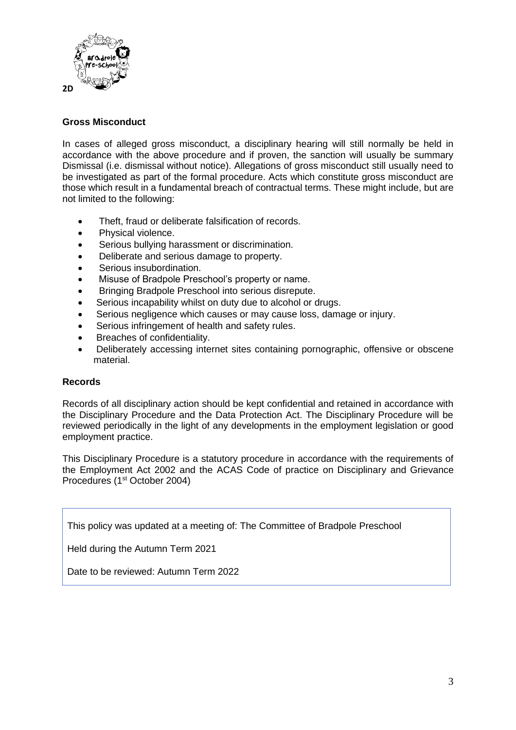2D

## Gross Misconduct

In cases of alleged gross misconduct, a disciplinary hearing will still normally be held in accordance with the above procedure and if proven, the sanction will usually be summary Dismissal (i.e. dismissal without notice). Allegations of gross misconduct still usually need to be investigated as part of the formal procedure. Acts which constitute gross misconduct are those which result in a fundamental breach of contractual terms. These might include, but are not limited to the following:

- Theft, fraud or deliberate falsification of records.
- Physical violence.
- Serious bullying harassment or discrimination.
- Deliberate and serious damage to property.
- Serious insubordination.
- Misuse of Bradpole Preschool's property or name.
- Bringing Bradpole Preschool into serious disrepute.
- Serious incapability whilst on duty due to alcohol or drugs.
- Serious negligence which causes or may cause loss, damage or injury.
- Serious infringement of health and safety rules.
- Breaches of confidentiality.
- Deliberately accessing internet sites containing pornographic, offensive or obscene material.

## Records

Records of all disciplinary action should be kept confidential and retained in accordance with the Disciplinary Procedure and the Data Protection Act. The Disciplinary Procedure will be reviewed periodically in the light of any developments in the employment legislation or good employment practice.

This Disciplinary Procedure is a statutory procedure in accordance with the requirements of the Employment Act 2002 and the ACAS Code of practice on Disciplinary and Grievance Procedures (1st October 2004)

This policy was updated at a meeting of: The Committee of Bradpole Preschool

Held during the Autumn Term 2021

Date to be reviewed: Autumn Term 2022